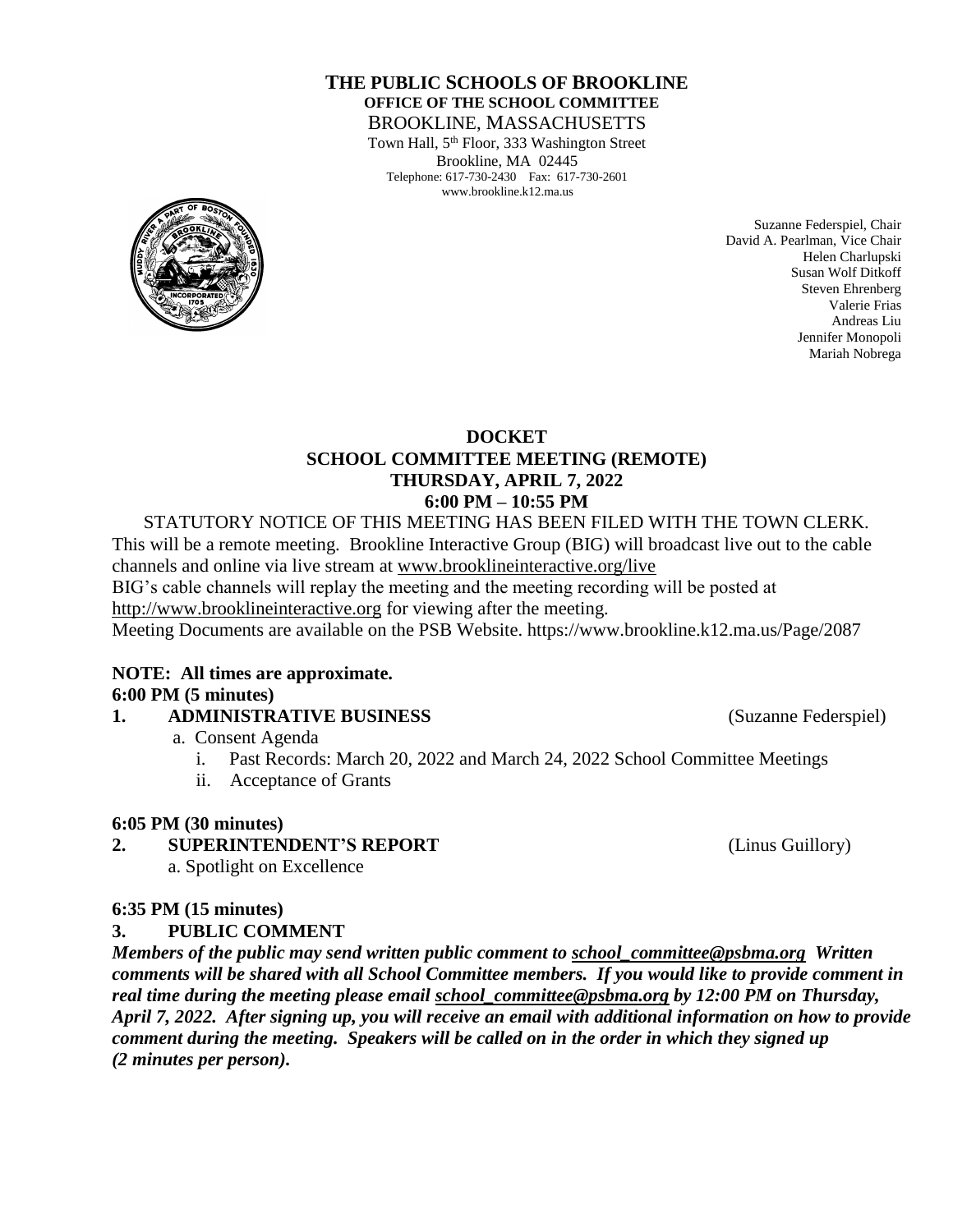# THE PUBLIC SCHOOLS OF BROOKLINE

**OFFICE OF THE SCHOOL COMMITTEE**

BROOKLINE, MASSACHUSETTS

Town Hall, 5th Floor, 333 Washington Street
Brookline, MA 02445
Telephone: 617-730-2430 Fax: 617-730-2601
www.brookline.k12.ma.us

Suzanne Federspiel, Chair
David A. Pearlman, Vice Chair
Helen Charlupski
Susan Wolf Ditkoff
Steven Ehrenberg
Valerie Frias
Andreas Liu
Jennifer Monopoli
Mariah Nobrega

## DOCKET
## SCHOOL COMMITTEE MEETING (REMOTE)
## THURSDAY, APRIL 7, 2022
## 6:00 PM – 10:55 PM

STATUTORY NOTICE OF THIS MEETING HAS BEEN FILED WITH THE TOWN CLERK. This will be a remote meeting. Brookline Interactive Group (BIG) will broadcast live out to the cable channels and online via live stream at www.brooklineinteractive.org/live
BIG's cable channels will replay the meeting and the meeting recording will be posted at http://www.brooklineinteractive.org for viewing after the meeting.
Meeting Documents are available on the PSB Website. https://www.brookline.k12.ma.us/Page/2087

**NOTE: All times are approximate.**

**6:00 PM (5 minutes)**

**1. ADMINISTRATIVE BUSINESS** (Suzanne Federspiel)

a. Consent Agenda
   i. Past Records: March 20, 2022 and March 24, 2022 School Committee Meetings
   ii. Acceptance of Grants

**6:05 PM (30 minutes)**

**2. SUPERINTENDENT'S REPORT** (Linus Guillory)

a. Spotlight on Excellence

**6:35 PM (15 minutes)**

**3. PUBLIC COMMENT**

***Members of the public may send written public comment to school_committee@psbma.org Written comments will be shared with all School Committee members. If you would like to provide comment in real time during the meeting please email school_committee@psbma.org by 12:00 PM on Thursday, April 7, 2022. After signing up, you will receive an email with additional information on how to provide comment during the meeting. Speakers will be called on in the order in which they signed up (2 minutes per person).***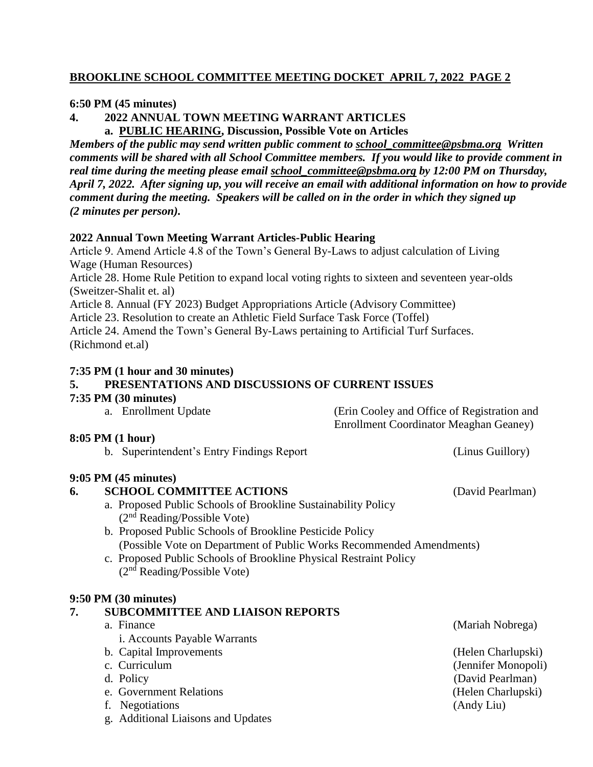**BROOKLINE SCHOOL COMMITTEE MEETING DOCKET APRIL 7, 2022 PAGE 2**

**6:50 PM (45 minutes)**

**4. 2022 ANNUAL TOWN MEETING WARRANT ARTICLES**

**a. PUBLIC HEARING, Discussion, Possible Vote on Articles**

***Members of the public may send written public comment to school_committee@psbma.org Written comments will be shared with all School Committee members. If you would like to provide comment in real time during the meeting please email school_committee@psbma.org by 12:00 PM on Thursday, April 7, 2022. After signing up, you will receive an email with additional information on how to provide comment during the meeting. Speakers will be called on in the order in which they signed up (2 minutes per person).***

**2022 Annual Town Meeting Warrant Articles-Public Hearing**

Article 9. Amend Article 4.8 of the Town's General By-Laws to adjust calculation of Living Wage (Human Resources)
Article 28. Home Rule Petition to expand local voting rights to sixteen and seventeen year-olds (Sweitzer-Shalit et. al)
Article 8. Annual (FY 2023) Budget Appropriations Article (Advisory Committee)
Article 23. Resolution to create an Athletic Field Surface Task Force (Toffel)
Article 24. Amend the Town's General By-Laws pertaining to Artificial Turf Surfaces. (Richmond et.al)

**7:35 PM (1 hour and 30 minutes)**

**5. PRESENTATIONS AND DISCUSSIONS OF CURRENT ISSUES**

**7:35 PM (30 minutes)**

a. Enrollment Update (Erin Cooley and Office of Registration and Enrollment Coordinator Meaghan Geaney)

**8:05 PM (1 hour)**

b. Superintendent's Entry Findings Report (Linus Guillory)

**9:05 PM (45 minutes)**

**6. SCHOOL COMMITTEE ACTIONS** (David Pearlman)

a. Proposed Public Schools of Brookline Sustainability Policy (2nd Reading/Possible Vote)
b. Proposed Public Schools of Brookline Pesticide Policy (Possible Vote on Department of Public Works Recommended Amendments)
c. Proposed Public Schools of Brookline Physical Restraint Policy (2nd Reading/Possible Vote)

**9:50 PM (30 minutes)**

**7. SUBCOMMITTEE AND LIAISON REPORTS**

a. Finance (Mariah Nobrega)
   i. Accounts Payable Warrants
b. Capital Improvements (Helen Charlupski)
c. Curriculum (Jennifer Monopoli)
d. Policy (David Pearlman)
e. Government Relations (Helen Charlupski)
f. Negotiations (Andy Liu)
g. Additional Liaisons and Updates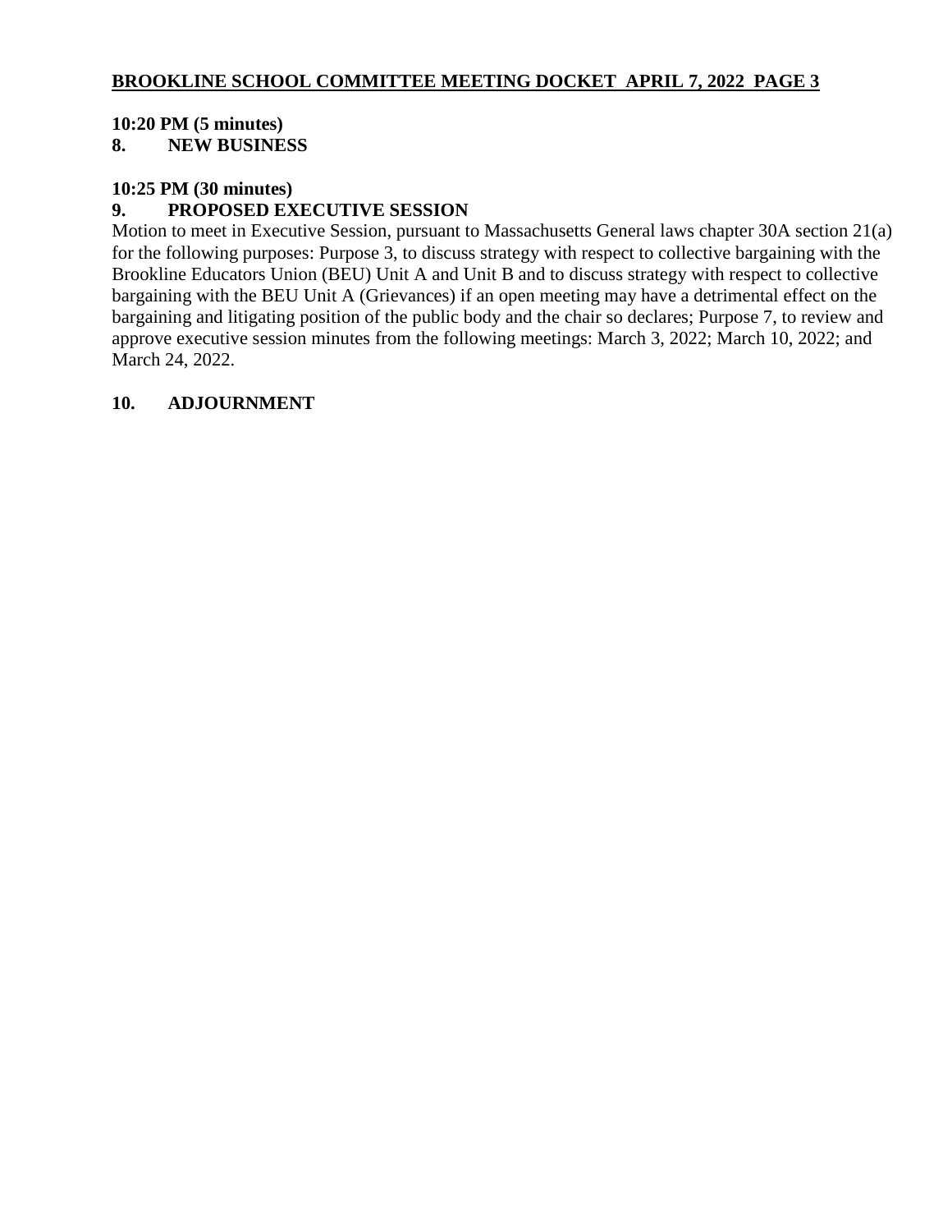**10:20 PM (5 minutes)**

## 8. NEW BUSINESS

**10:25 PM (30 minutes)**

## 9. PROPOSED EXECUTIVE SESSION

Motion to meet in Executive Session, pursuant to Massachusetts General laws chapter 30A section 21(a) for the following purposes: Purpose 3, to discuss strategy with respect to collective bargaining with the Brookline Educators Union (BEU) Unit A and Unit B and to discuss strategy with respect to collective bargaining with the BEU Unit A (Grievances) if an open meeting may have a detrimental effect on the bargaining and litigating position of the public body and the chair so declares; Purpose 7, to review and approve executive session minutes from the following meetings: March 3, 2022; March 10, 2022; and March 24, 2022.

## 10. ADJOURNMENT